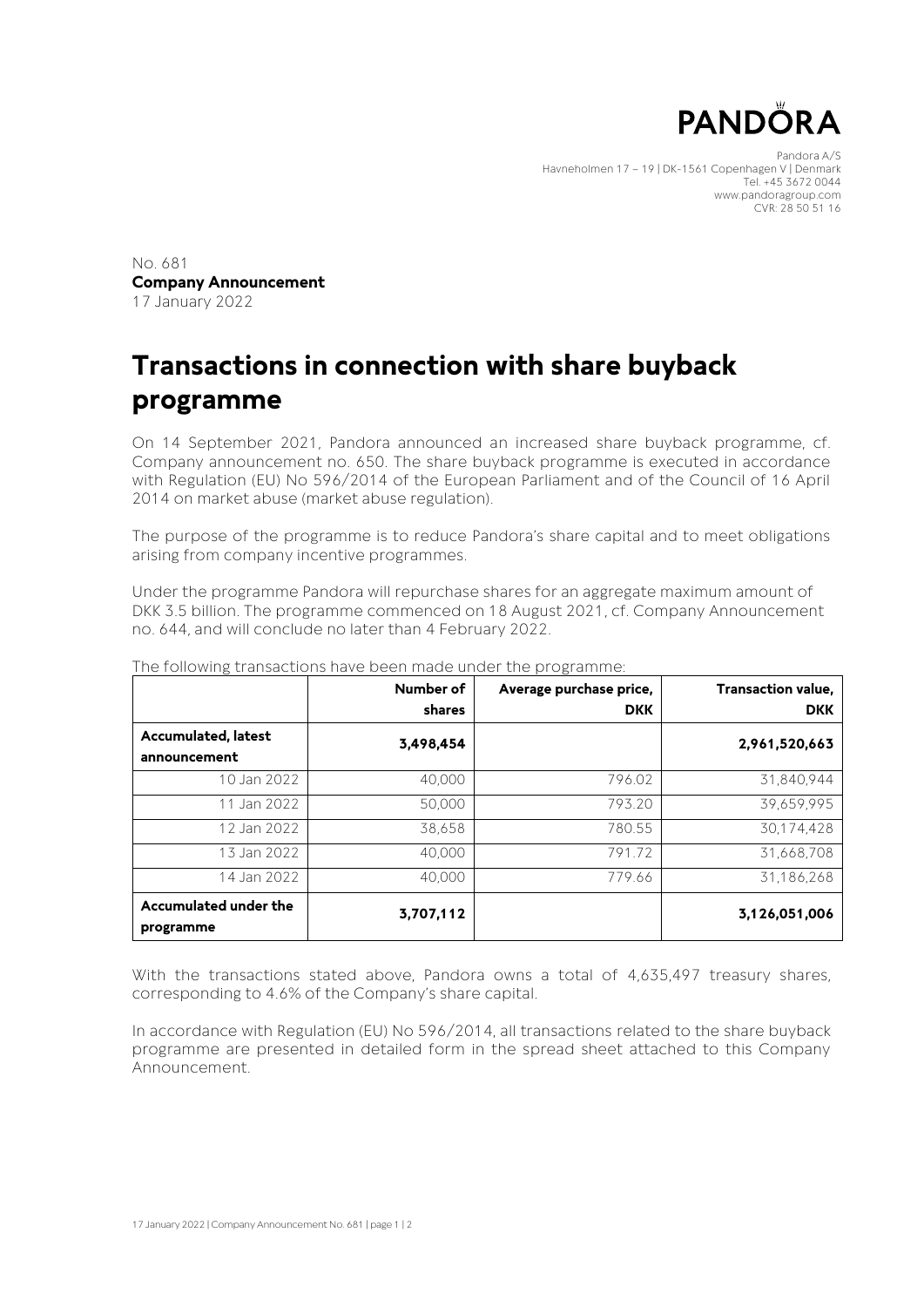**PANDORA**

Pandora A/S
Havneholmen 17 – 19 | DK-1561 Copenhagen V | Denmark
Tel. +45 3672 0044
www.pandoragroup.com
CVR: 28 50 51 16

No. 681
**Company Announcement**
17 January 2022

# Transactions in connection with share buyback programme

On 14 September 2021, Pandora announced an increased share buyback programme, cf. Company announcement no. 650. The share buyback programme is executed in accordance with Regulation (EU) No 596/2014 of the European Parliament and of the Council of 16 April 2014 on market abuse (market abuse regulation).

The purpose of the programme is to reduce Pandora's share capital and to meet obligations arising from company incentive programmes.

Under the programme Pandora will repurchase shares for an aggregate maximum amount of DKK 3.5 billion. The programme commenced on 18 August 2021, cf. Company Announcement no. 644, and will conclude no later than 4 February 2022.

The following transactions have been made under the programme:

| | Number of shares | Average purchase price, DKK | Transaction value, DKK |
|---|---|---|---|
| **Accumulated, latest announcement** | **3,498,454** | | **2,961,520,663** |
| 10 Jan 2022 | 40,000 | 796.02 | 31,840,944 |
| 11 Jan 2022 | 50,000 | 793.20 | 39,659,995 |
| 12 Jan 2022 | 38,658 | 780.55 | 30,174,428 |
| 13 Jan 2022 | 40,000 | 791.72 | 31,668,708 |
| 14 Jan 2022 | 40,000 | 779.66 | 31,186,268 |
| **Accumulated under the programme** | **3,707,112** | | **3,126,051,006** |

With the transactions stated above, Pandora owns a total of 4,635,497 treasury shares, corresponding to 4.6% of the Company's share capital.

In accordance with Regulation (EU) No 596/2014, all transactions related to the share buyback programme are presented in detailed form in the spread sheet attached to this Company Announcement.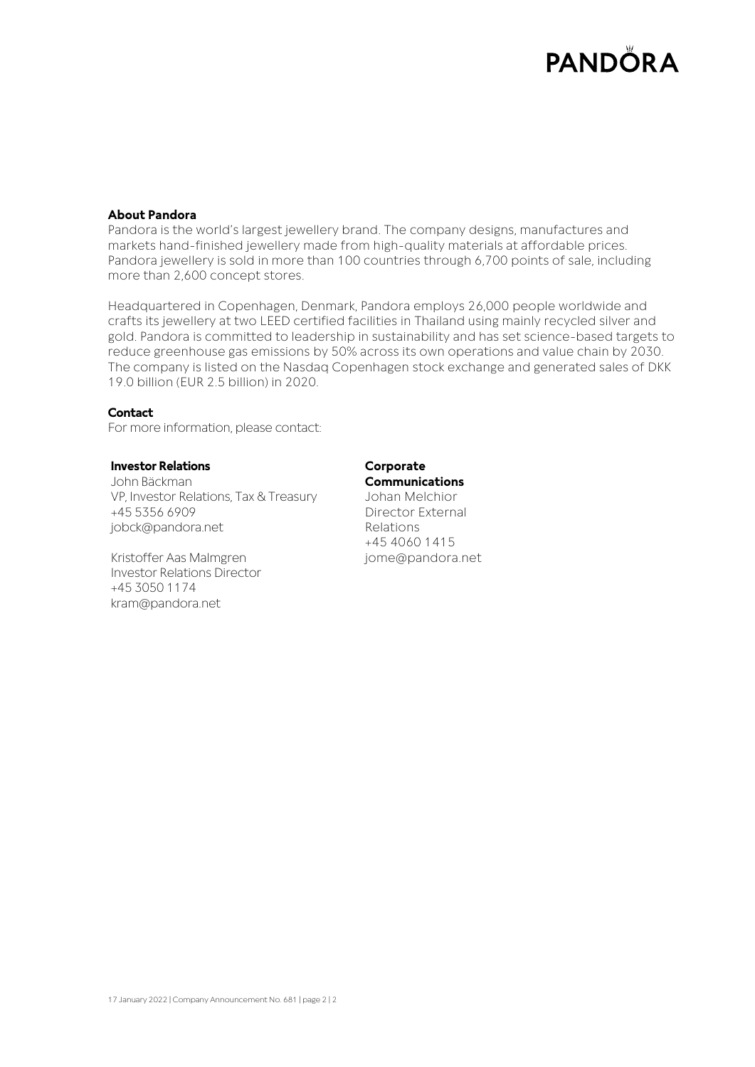**About Pandora**

Pandora is the world's largest jewellery brand. The company designs, manufactures and markets hand-finished jewellery made from high-quality materials at affordable prices. Pandora jewellery is sold in more than 100 countries through 6,700 points of sale, including more than 2,600 concept stores.

Headquartered in Copenhagen, Denmark, Pandora employs 26,000 people worldwide and crafts its jewellery at two LEED certified facilities in Thailand using mainly recycled silver and gold. Pandora is committed to leadership in sustainability and has set science-based targets to reduce greenhouse gas emissions by 50% across its own operations and value chain by 2030. The company is listed on the Nasdaq Copenhagen stock exchange and generated sales of DKK 19.0 billion (EUR 2.5 billion) in 2020.

**Contact**

For more information, please contact:

**Investor Relations**

John Bäckman
VP, Investor Relations, Tax & Treasury
+45 5356 6909
jobck@pandora.net

Kristoffer Aas Malmgren
Investor Relations Director
+45 3050 1174
kram@pandora.net

**Corporate Communications**

Johan Melchior
Director External Relations
+45 4060 1415
jome@pandora.net